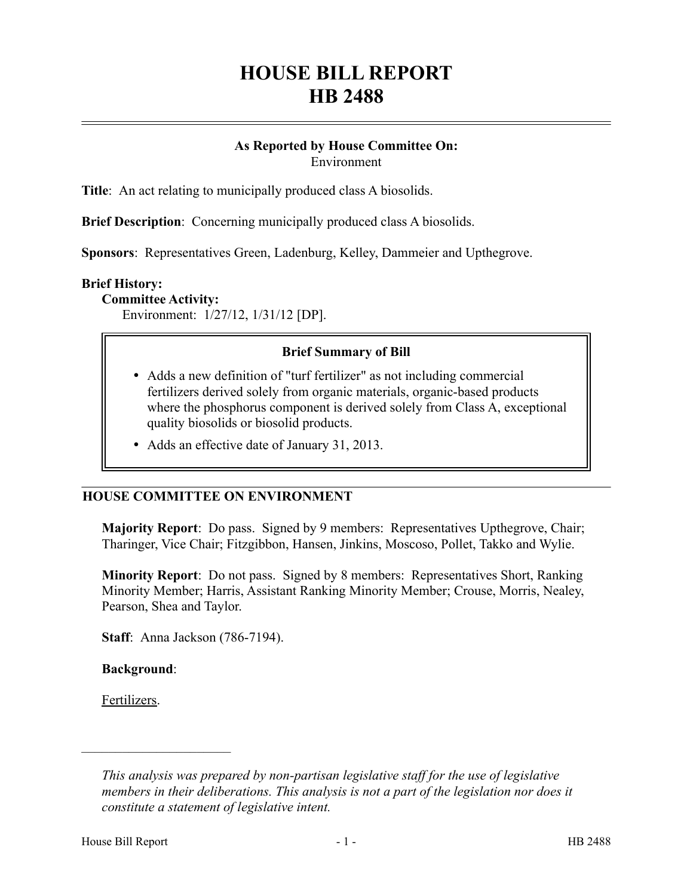# HOUSE BILL REPORT
# HB 2488

**As Reported by House Committee On:**
Environment

**Title**: An act relating to municipally produced class A biosolids.

**Brief Description**: Concerning municipally produced class A biosolids.

**Sponsors**: Representatives Green, Ladenburg, Kelley, Dammeier and Upthegrove.

**Brief History:**

**Committee Activity:**

Environment: 1/27/12, 1/31/12 [DP].

**Brief Summary of Bill**

- Adds a new definition of "turf fertilizer" as not including commercial fertilizers derived solely from organic materials, organic-based products where the phosphorus component is derived solely from Class A, exceptional quality biosolids or biosolid products.
- Adds an effective date of January 31, 2013.

## HOUSE COMMITTEE ON ENVIRONMENT

**Majority Report**: Do pass. Signed by 9 members: Representatives Upthegrove, Chair; Tharinger, Vice Chair; Fitzgibbon, Hansen, Jinkins, Moscoso, Pollet, Takko and Wylie.

**Minority Report**: Do not pass. Signed by 8 members: Representatives Short, Ranking Minority Member; Harris, Assistant Ranking Minority Member; Crouse, Morris, Nealey, Pearson, Shea and Taylor.

**Staff**: Anna Jackson (786-7194).

**Background**:

Fertilizers.

---

*This analysis was prepared by non-partisan legislative staff for the use of legislative members in their deliberations. This analysis is not a part of the legislation nor does it constitute a statement of legislative intent.*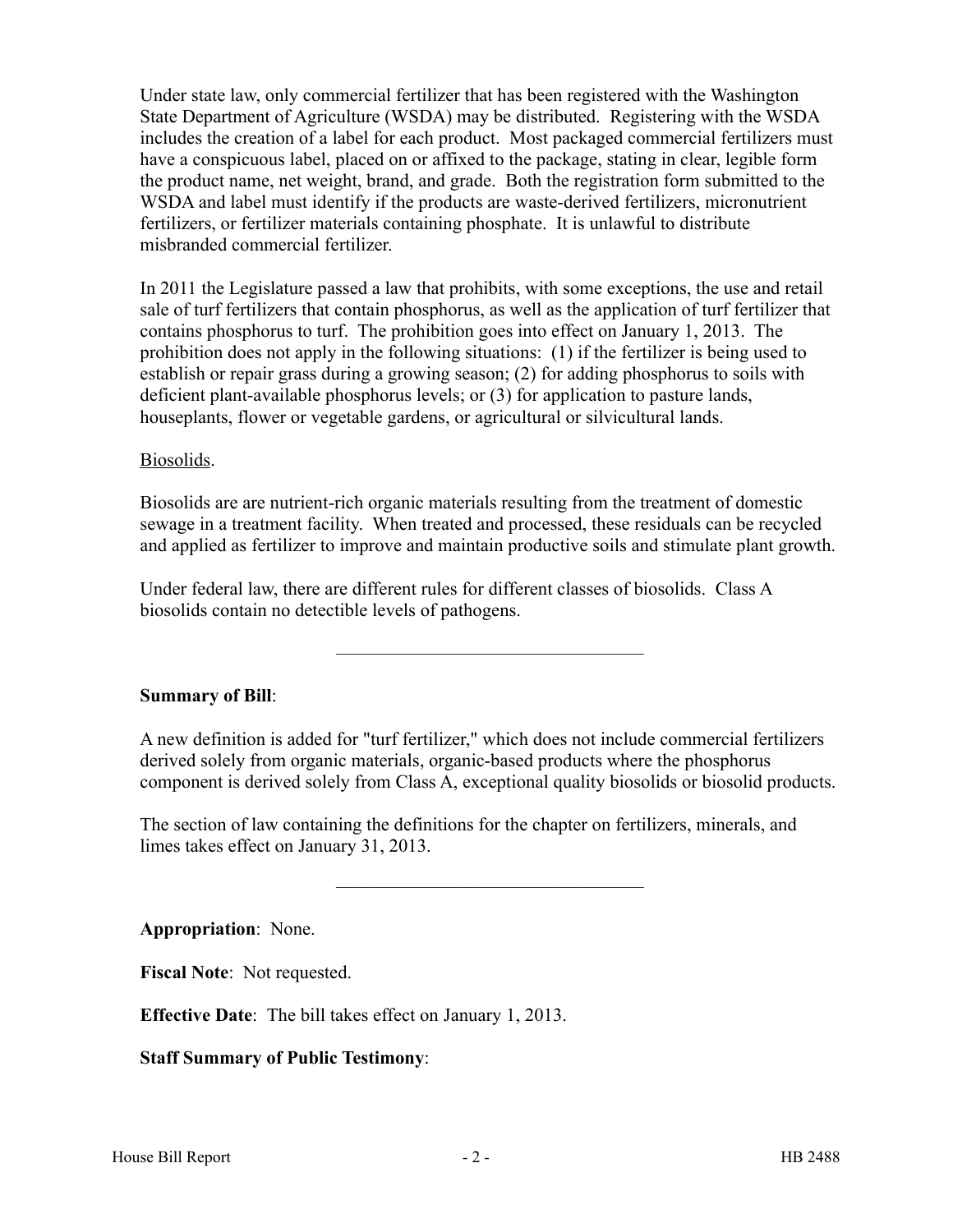Under state law, only commercial fertilizer that has been registered with the Washington State Department of Agriculture (WSDA) may be distributed. Registering with the WSDA includes the creation of a label for each product. Most packaged commercial fertilizers must have a conspicuous label, placed on or affixed to the package, stating in clear, legible form the product name, net weight, brand, and grade. Both the registration form submitted to the WSDA and label must identify if the products are waste-derived fertilizers, micronutrient fertilizers, or fertilizer materials containing phosphate. It is unlawful to distribute misbranded commercial fertilizer.

In 2011 the Legislature passed a law that prohibits, with some exceptions, the use and retail sale of turf fertilizers that contain phosphorus, as well as the application of turf fertilizer that contains phosphorus to turf. The prohibition goes into effect on January 1, 2013. The prohibition does not apply in the following situations: (1) if the fertilizer is being used to establish or repair grass during a growing season; (2) for adding phosphorus to soils with deficient plant-available phosphorus levels; or (3) for application to pasture lands, houseplants, flower or vegetable gardens, or agricultural or silvicultural lands.

Biosolids.

Biosolids are are nutrient-rich organic materials resulting from the treatment of domestic sewage in a treatment facility. When treated and processed, these residuals can be recycled and applied as fertilizer to improve and maintain productive soils and stimulate plant growth.

Under federal law, there are different rules for different classes of biosolids. Class A biosolids contain no detectible levels of pathogens.

---

**Summary of Bill**:

A new definition is added for "turf fertilizer," which does not include commercial fertilizers derived solely from organic materials, organic-based products where the phosphorus component is derived solely from Class A, exceptional quality biosolids or biosolid products.

The section of law containing the definitions for the chapter on fertilizers, minerals, and limes takes effect on January 31, 2013.

---

**Appropriation**: None.

**Fiscal Note**: Not requested.

**Effective Date**: The bill takes effect on January 1, 2013.

**Staff Summary of Public Testimony**: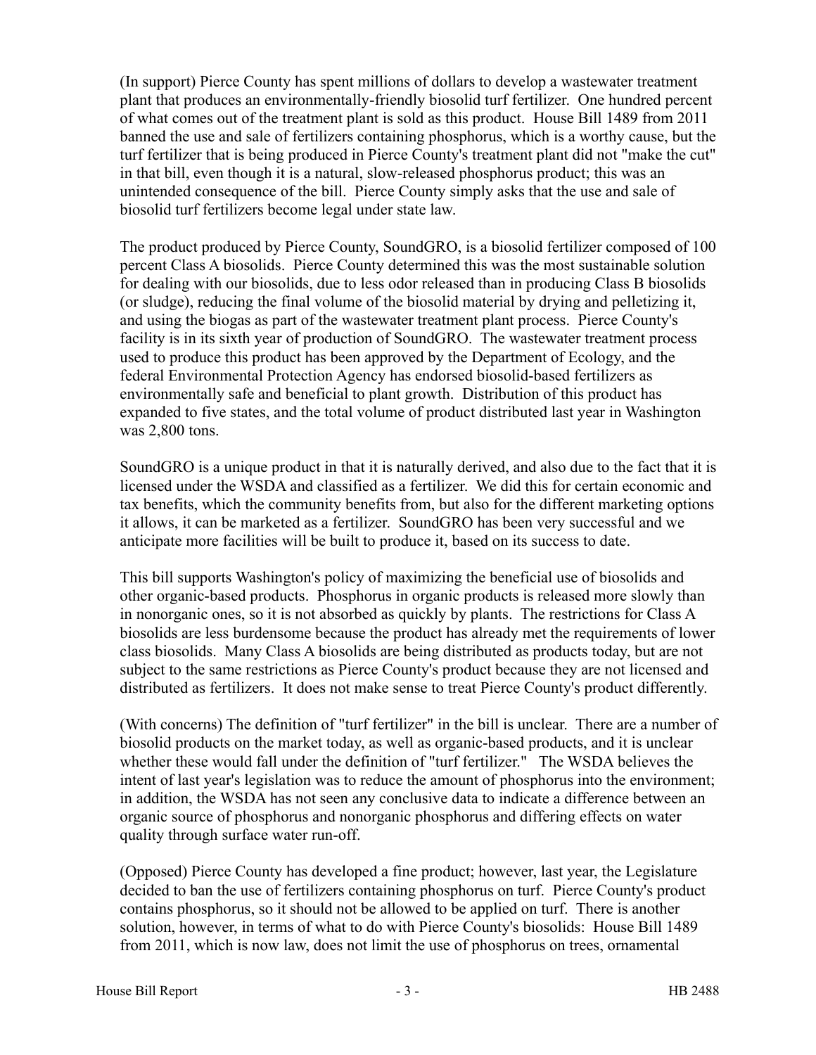(In support) Pierce County has spent millions of dollars to develop a wastewater treatment plant that produces an environmentally-friendly biosolid turf fertilizer. One hundred percent of what comes out of the treatment plant is sold as this product. House Bill 1489 from 2011 banned the use and sale of fertilizers containing phosphorus, which is a worthy cause, but the turf fertilizer that is being produced in Pierce County's treatment plant did not "make the cut" in that bill, even though it is a natural, slow-released phosphorus product; this was an unintended consequence of the bill. Pierce County simply asks that the use and sale of biosolid turf fertilizers become legal under state law.

The product produced by Pierce County, SoundGRO, is a biosolid fertilizer composed of 100 percent Class A biosolids. Pierce County determined this was the most sustainable solution for dealing with our biosolids, due to less odor released than in producing Class B biosolids (or sludge), reducing the final volume of the biosolid material by drying and pelletizing it, and using the biogas as part of the wastewater treatment plant process. Pierce County's facility is in its sixth year of production of SoundGRO. The wastewater treatment process used to produce this product has been approved by the Department of Ecology, and the federal Environmental Protection Agency has endorsed biosolid-based fertilizers as environmentally safe and beneficial to plant growth. Distribution of this product has expanded to five states, and the total volume of product distributed last year in Washington was 2,800 tons.

SoundGRO is a unique product in that it is naturally derived, and also due to the fact that it is licensed under the WSDA and classified as a fertilizer. We did this for certain economic and tax benefits, which the community benefits from, but also for the different marketing options it allows, it can be marketed as a fertilizer. SoundGRO has been very successful and we anticipate more facilities will be built to produce it, based on its success to date.

This bill supports Washington's policy of maximizing the beneficial use of biosolids and other organic-based products. Phosphorus in organic products is released more slowly than in nonorganic ones, so it is not absorbed as quickly by plants. The restrictions for Class A biosolids are less burdensome because the product has already met the requirements of lower class biosolids. Many Class A biosolids are being distributed as products today, but are not subject to the same restrictions as Pierce County's product because they are not licensed and distributed as fertilizers. It does not make sense to treat Pierce County's product differently.

(With concerns) The definition of "turf fertilizer" in the bill is unclear. There are a number of biosolid products on the market today, as well as organic-based products, and it is unclear whether these would fall under the definition of "turf fertilizer." The WSDA believes the intent of last year's legislation was to reduce the amount of phosphorus into the environment; in addition, the WSDA has not seen any conclusive data to indicate a difference between an organic source of phosphorus and nonorganic phosphorus and differing effects on water quality through surface water run-off.

(Opposed) Pierce County has developed a fine product; however, last year, the Legislature decided to ban the use of fertilizers containing phosphorus on turf. Pierce County's product contains phosphorus, so it should not be allowed to be applied on turf. There is another solution, however, in terms of what to do with Pierce County's biosolids: House Bill 1489 from 2011, which is now law, does not limit the use of phosphorus on trees, ornamental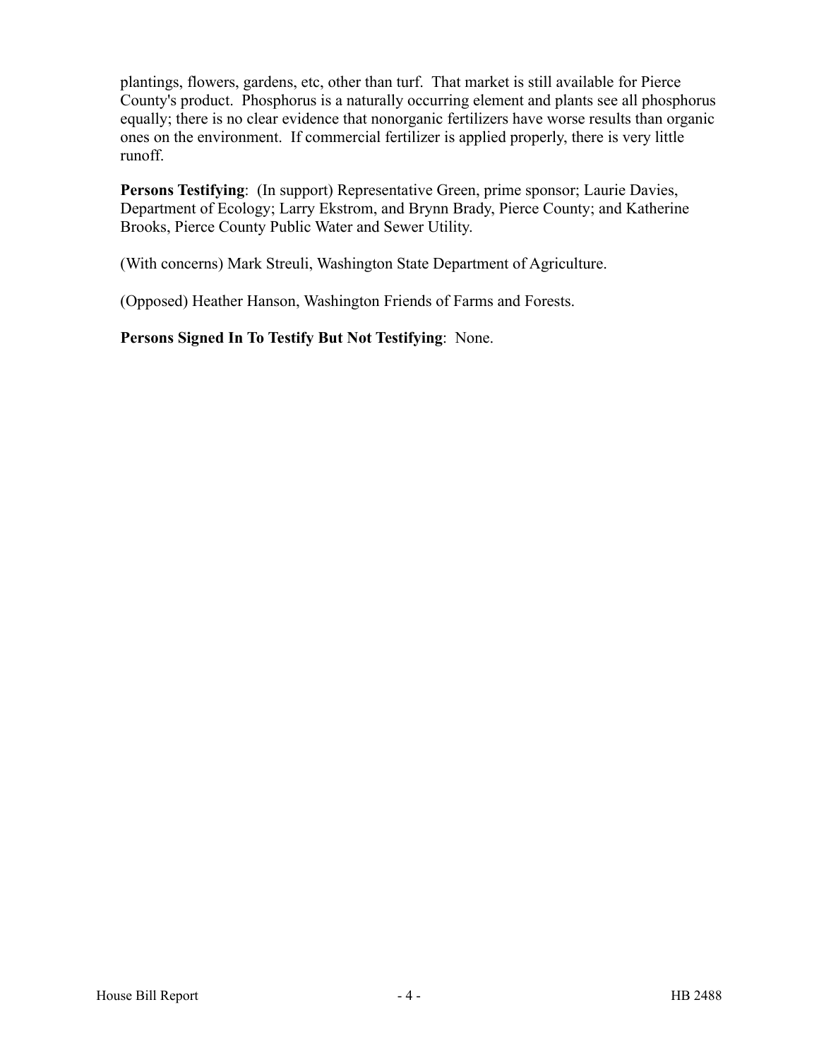plantings, flowers, gardens, etc, other than turf. That market is still available for Pierce County's product. Phosphorus is a naturally occurring element and plants see all phosphorus equally; there is no clear evidence that nonorganic fertilizers have worse results than organic ones on the environment. If commercial fertilizer is applied properly, there is very little runoff.

**Persons Testifying**: (In support) Representative Green, prime sponsor; Laurie Davies, Department of Ecology; Larry Ekstrom, and Brynn Brady, Pierce County; and Katherine Brooks, Pierce County Public Water and Sewer Utility.

(With concerns) Mark Streuli, Washington State Department of Agriculture.

(Opposed) Heather Hanson, Washington Friends of Farms and Forests.

**Persons Signed In To Testify But Not Testifying**: None.